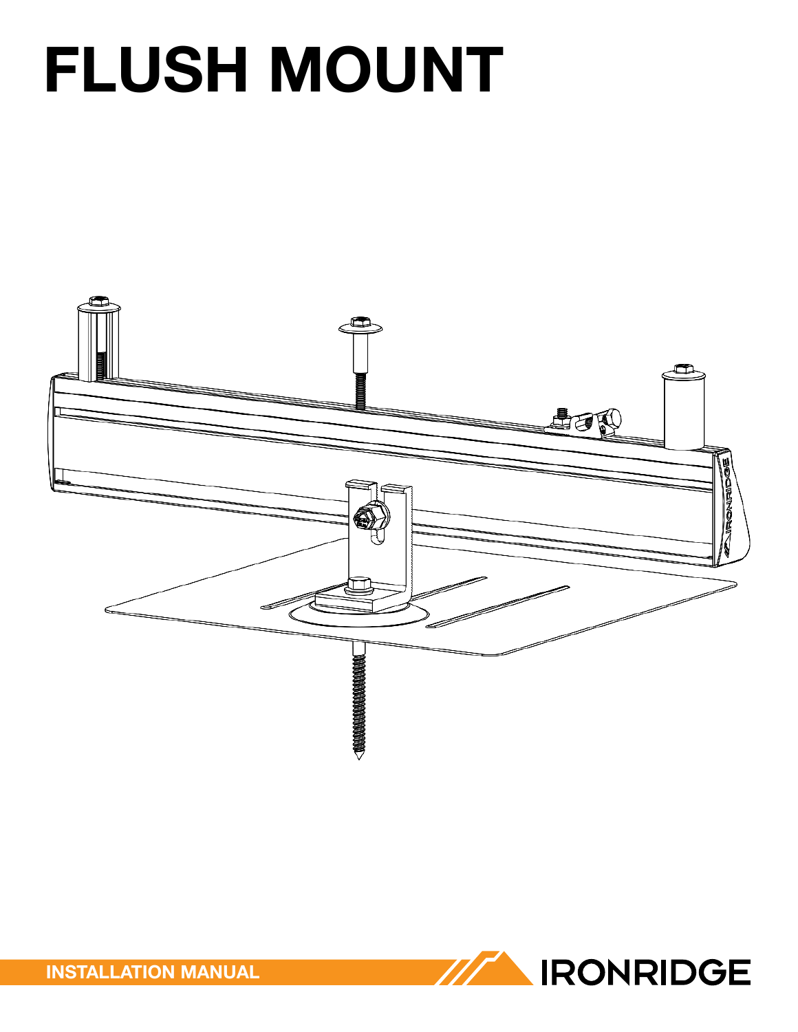# FLUSH MOUNT

INSTALLATION MANUAL

IRONRIDGE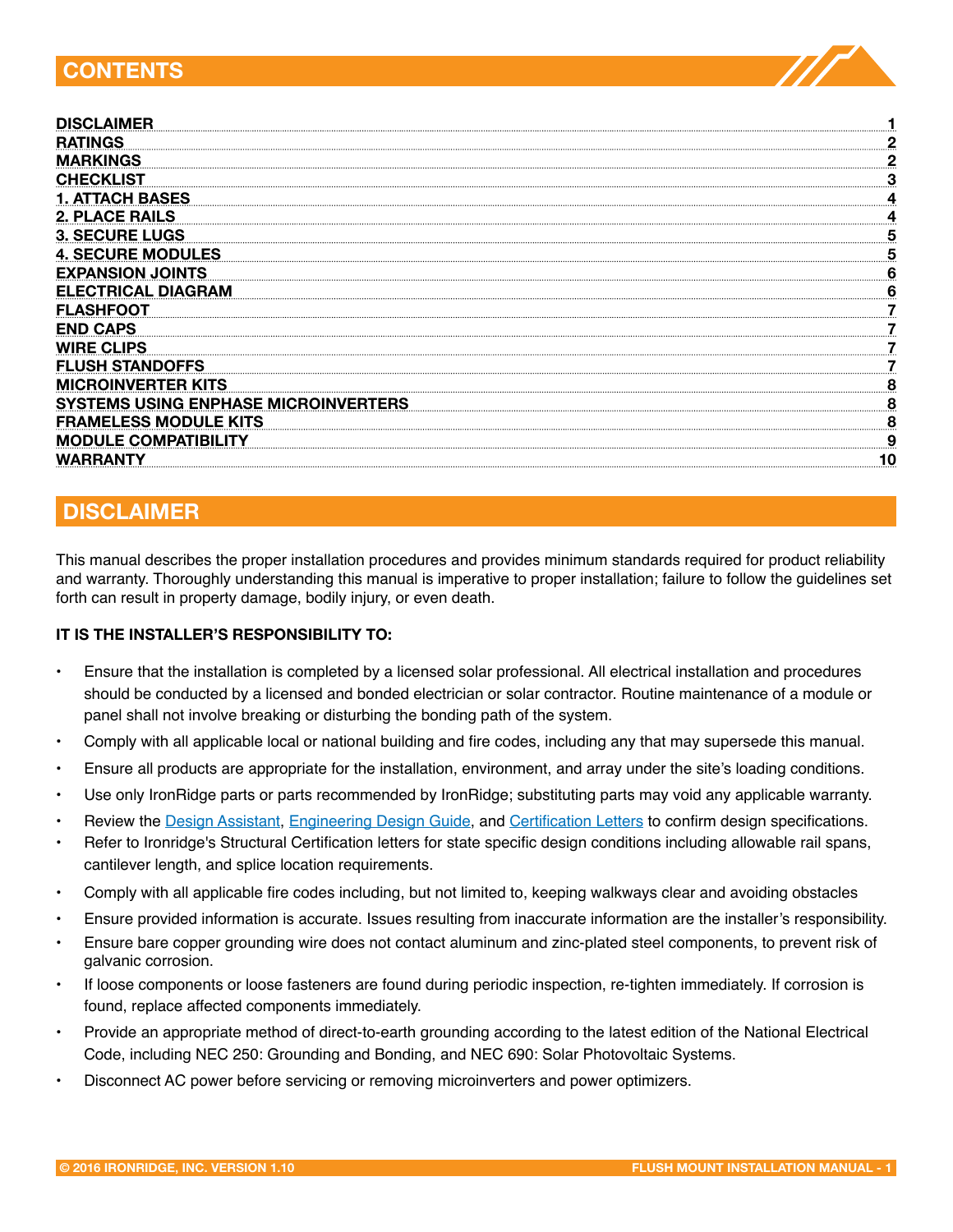## CONTENTS

| | |
|---|---|
| **DISCLAIMER** | **1** |
| **RATINGS** | **2** |
| **MARKINGS** | **2** |
| **CHECKLIST** | **3** |
| **1. ATTACH BASES** | **4** |
| **2. PLACE RAILS** | **4** |
| **3. SECURE LUGS** | **5** |
| **4. SECURE MODULES** | **5** |
| **EXPANSION JOINTS** | **6** |
| **ELECTRICAL DIAGRAM** | **6** |
| **FLASHFOOT** | **7** |
| **END CAPS** | **7** |
| **WIRE CLIPS** | **7** |
| **FLUSH STANDOFFS** | **7** |
| **MICROINVERTER KITS** | **8** |
| **SYSTEMS USING ENPHASE MICROINVERTERS** | **8** |
| **FRAMELESS MODULE KITS** | **8** |
| **MODULE COMPATIBILITY** | **9** |
| **WARRANTY** | **10** |

## DISCLAIMER

This manual describes the proper installation procedures and provides minimum standards required for product reliability and warranty. Thoroughly understanding this manual is imperative to proper installation; failure to follow the guidelines set forth can result in property damage, bodily injury, or even death.

**IT IS THE INSTALLER'S RESPONSIBILITY TO:**

- Ensure that the installation is completed by a licensed solar professional. All electrical installation and procedures should be conducted by a licensed and bonded electrician or solar contractor. Routine maintenance of a module or panel shall not involve breaking or disturbing the bonding path of the system.
- Comply with all applicable local or national building and fire codes, including any that may supersede this manual.
- Ensure all products are appropriate for the installation, environment, and array under the site's loading conditions.
- Use only IronRidge parts or parts recommended by IronRidge; substituting parts may void any applicable warranty.
- Review the Design Assistant, Engineering Design Guide, and Certification Letters to confirm design specifications.
- Refer to Ironridge's Structural Certification letters for state specific design conditions including allowable rail spans, cantilever length, and splice location requirements.
- Comply with all applicable fire codes including, but not limited to, keeping walkways clear and avoiding obstacles
- Ensure provided information is accurate. Issues resulting from inaccurate information are the installer's responsibility.
- Ensure bare copper grounding wire does not contact aluminum and zinc-plated steel components, to prevent risk of galvanic corrosion.
- If loose components or loose fasteners are found during periodic inspection, re-tighten immediately. If corrosion is found, replace affected components immediately.
- Provide an appropriate method of direct-to-earth grounding according to the latest edition of the National Electrical Code, including NEC 250: Grounding and Bonding, and NEC 690: Solar Photovoltaic Systems.
- Disconnect AC power before servicing or removing microinverters and power optimizers.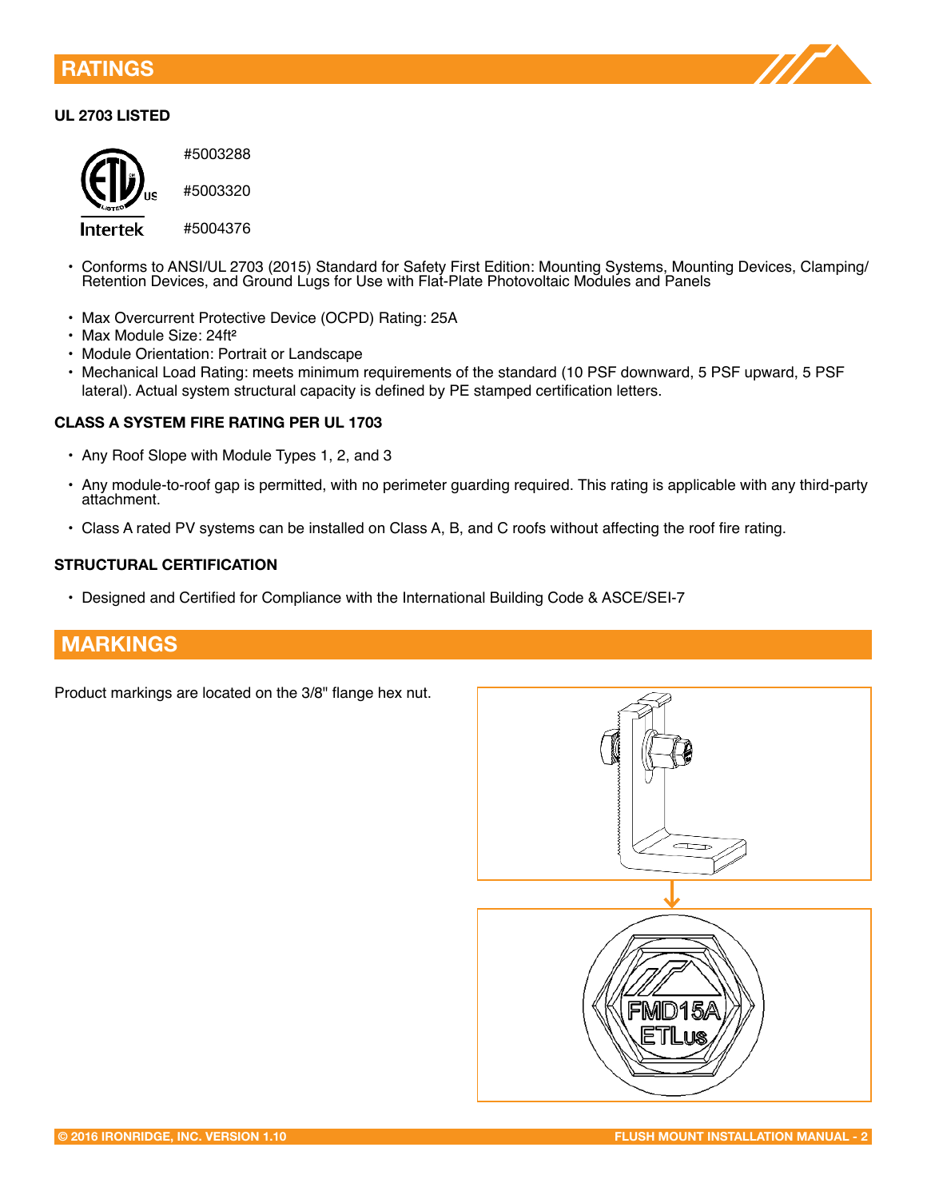## RATINGS

### UL 2703 LISTED

#5003288

#5003320

#5004376

- Conforms to ANSI/UL 2703 (2015) Standard for Safety First Edition: Mounting Systems, Mounting Devices, Clamping/Retention Devices, and Ground Lugs for Use with Flat-Plate Photovoltaic Modules and Panels

- Max Overcurrent Protective Device (OCPD) Rating: 25A
- Max Module Size: 24ft²
- Module Orientation: Portrait or Landscape
- Mechanical Load Rating: meets minimum requirements of the standard (10 PSF downward, 5 PSF upward, 5 PSF lateral). Actual system structural capacity is defined by PE stamped certification letters.

### CLASS A SYSTEM FIRE RATING PER UL 1703

- Any Roof Slope with Module Types 1, 2, and 3

- Any module-to-roof gap is permitted, with no perimeter guarding required. This rating is applicable with any third-party attachment.

- Class A rated PV systems can be installed on Class A, B, and C roofs without affecting the roof fire rating.

### STRUCTURAL CERTIFICATION

- Designed and Certified for Compliance with the International Building Code & ASCE/SEI-7

## MARKINGS

Product markings are located on the 3/8" flange hex nut.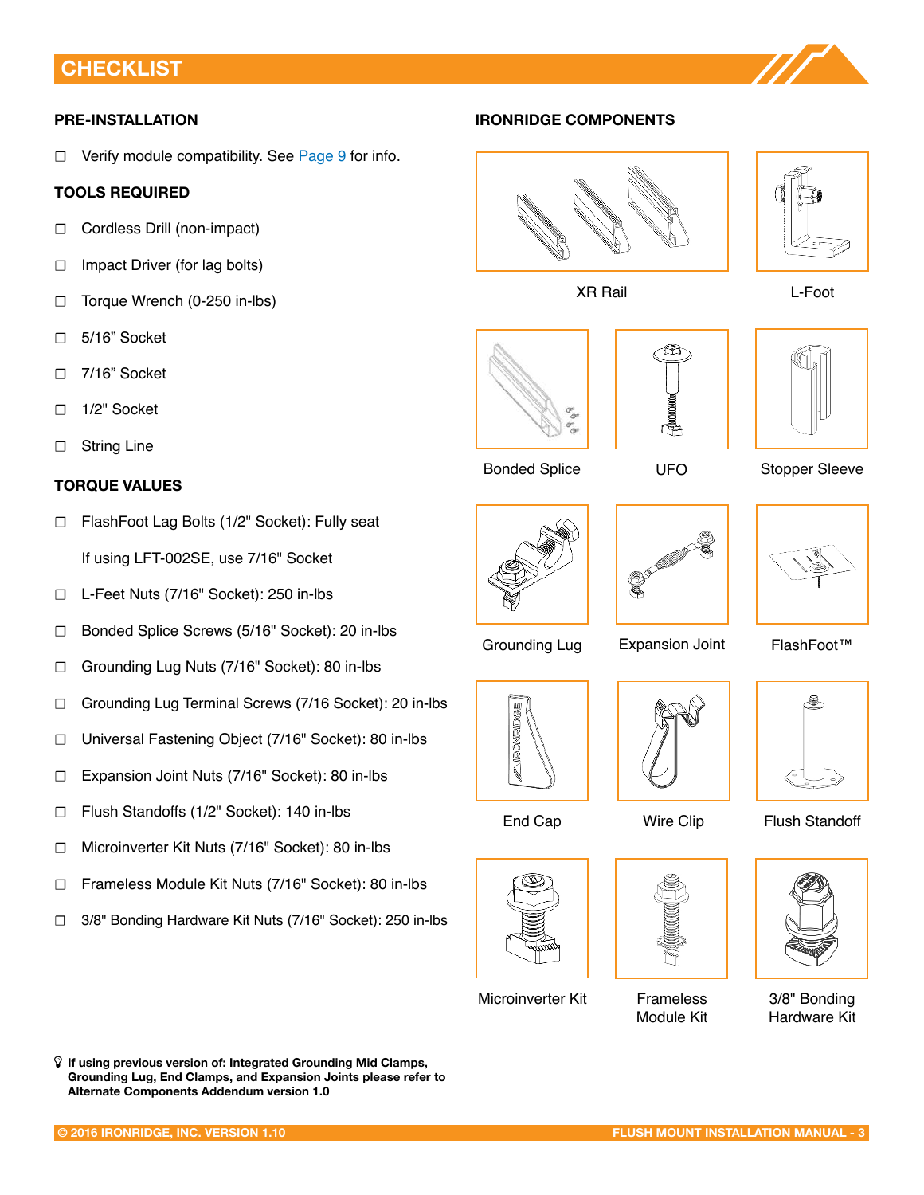# CHECKLIST

## PRE-INSTALLATION

- ☐ Verify module compatibility. See [Page 9] for info.

## TOOLS REQUIRED

- ☐ Cordless Drill (non-impact)
- ☐ Impact Driver (for lag bolts)
- ☐ Torque Wrench (0-250 in-lbs)
- ☐ 5/16" Socket
- ☐ 7/16" Socket
- ☐ 1/2" Socket
- ☐ String Line

## TORQUE VALUES

- ☐ FlashFoot Lag Bolts (1/2" Socket): Fully seat

  If using LFT-002SE, use 7/16" Socket
- ☐ L-Feet Nuts (7/16" Socket): 250 in-lbs
- ☐ Bonded Splice Screws (5/16" Socket): 20 in-lbs
- ☐ Grounding Lug Nuts (7/16" Socket): 80 in-lbs
- ☐ Grounding Lug Terminal Screws (7/16 Socket): 20 in-lbs
- ☐ Universal Fastening Object (7/16" Socket): 80 in-lbs
- ☐ Expansion Joint Nuts (7/16" Socket): 80 in-lbs
- ☐ Flush Standoffs (1/2" Socket): 140 in-lbs
- ☐ Microinverter Kit Nuts (7/16" Socket): 80 in-lbs
- ☐ Frameless Module Kit Nuts (7/16" Socket): 80 in-lbs
- ☐ 3/8" Bonding Hardware Kit Nuts (7/16" Socket): 250 in-lbs

**If using previous version of: Integrated Grounding Mid Clamps, Grounding Lug, End Clamps, and Expansion Joints please refer to Alternate Components Addendum version 1.0**

## IRONRIDGE COMPONENTS

XR Rail

L-Foot

Bonded Splice

UFO

Stopper Sleeve

Grounding Lug

Expansion Joint

FlashFoot™

End Cap

Wire Clip

Flush Standoff

Microinverter Kit

Frameless Module Kit

3/8" Bonding Hardware Kit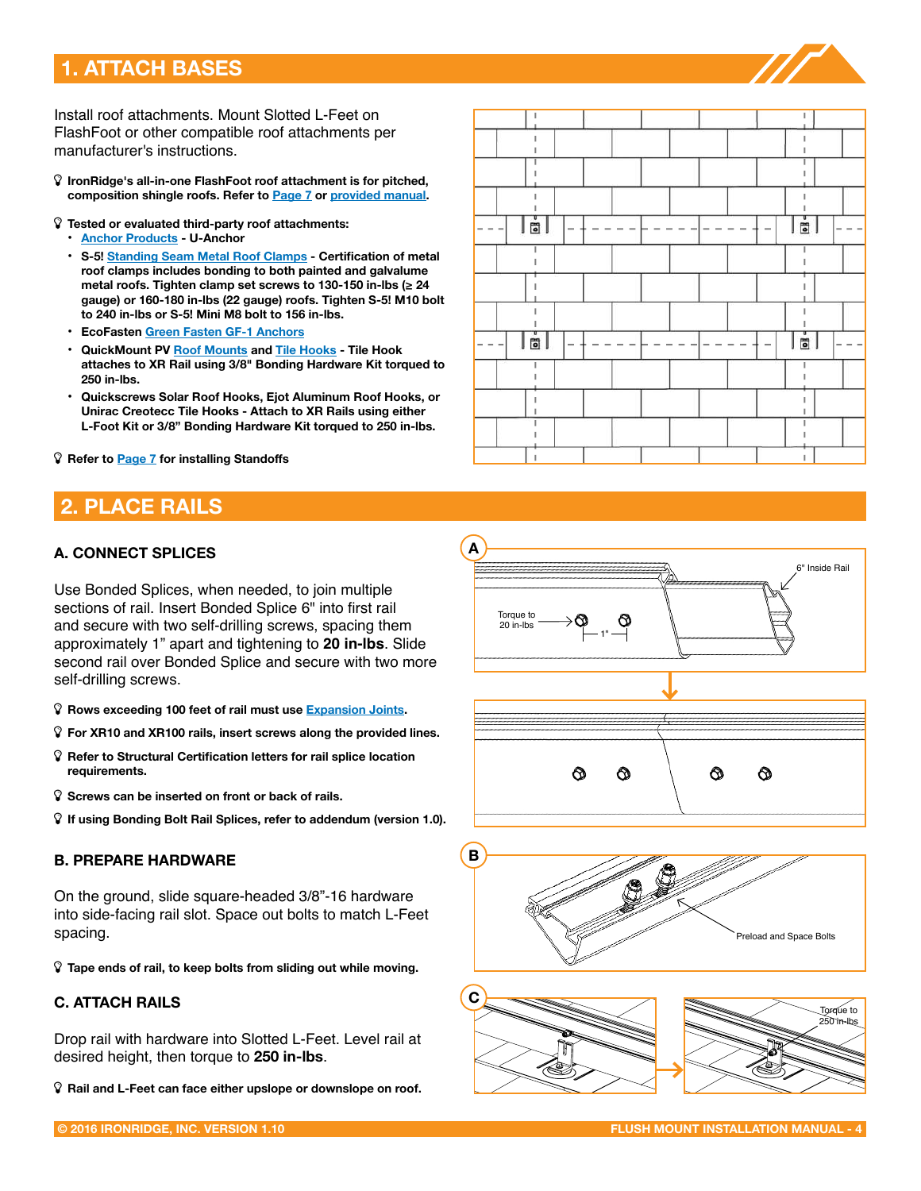# 1. ATTACH BASES

Install roof attachments. Mount Slotted L-Feet on FlashFoot or other compatible roof attachments per manufacturer's instructions.

- **IronRidge's all-in-one FlashFoot roof attachment is for pitched, composition shingle roofs. Refer to Page 7 or provided manual.**

- **Tested or evaluated third-party roof attachments:**
  - **Anchor Products - U-Anchor**
  - **S-5! Standing Seam Metal Roof Clamps - Certification of metal roof clamps includes bonding to both painted and galvalume metal roofs. Tighten clamp set screws to 130-150 in-lbs (≥ 24 gauge) or 160-180 in-lbs (22 gauge) roofs. Tighten S-5! M10 bolt to 240 in-lbs or S-5! Mini M8 bolt to 156 in-lbs.**
  - **EcoFasten Green Fasten GF-1 Anchors**
  - **QuickMount PV Roof Mounts and Tile Hooks - Tile Hook attaches to XR Rail using 3/8" Bonding Hardware Kit torqued to 250 in-lbs.**
  - **Quickscrews Solar Roof Hooks, Ejot Aluminum Roof Hooks, or Unirac Creotecc Tile Hooks - Attach to XR Rails using either L-Foot Kit or 3/8" Bonding Hardware Kit torqued to 250 in-lbs.**

- **Refer to Page 7 for installing Standoffs**

# 2. PLACE RAILS

## A. CONNECT SPLICES

Use Bonded Splices, when needed, to join multiple sections of rail. Insert Bonded Splice 6" into first rail and secure with two self-drilling screws, spacing them approximately 1" apart and tightening to **20 in-lbs**. Slide second rail over Bonded Splice and secure with two more self-drilling screws.

- **Rows exceeding 100 feet of rail must use Expansion Joints.**
- **For XR10 and XR100 rails, insert screws along the provided lines.**
- **Refer to Structural Certification letters for rail splice location requirements.**
- **Screws can be inserted on front or back of rails.**
- **If using Bonding Bolt Rail Splices, refer to addendum (version 1.0).**

A: 6" Inside Rail; Torque to 20 in-lbs; 1"

## B. PREPARE HARDWARE

On the ground, slide square-headed 3/8"-16 hardware into side-facing rail slot. Space out bolts to match L-Feet spacing.

- **Tape ends of rail, to keep bolts from sliding out while moving.**

B: Preload and Space Bolts

## C. ATTACH RAILS

Drop rail with hardware into Slotted L-Feet. Level rail at desired height, then torque to **250 in-lbs**.

- **Rail and L-Feet can face either upslope or downslope on roof.**

C: Torque to 250 in-lbs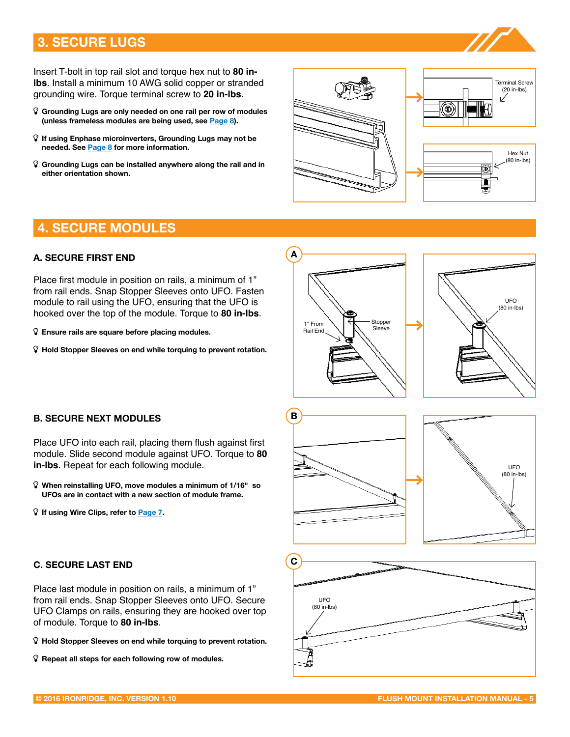## 3. SECURE LUGS

Insert T-bolt in top rail slot and torque hex nut to **80 in-lbs**. Install a minimum 10 AWG solid copper or stranded grounding wire. Torque terminal screw to **20 in-lbs**.

- **Grounding Lugs are only needed on one rail per row of modules (unless frameless modules are being used, see Page 8).**
- **If using Enphase microinverters, Grounding Lugs may not be needed. See Page 8 for more information.**
- **Grounding Lugs can be installed anywhere along the rail and in either orientation shown.**

Terminal Screw (20 in-lbs)

Hex Nut (80 in-lbs)

## 4. SECURE MODULES

### A. SECURE FIRST END

Place first module in position on rails, a minimum of 1" from rail ends. Snap Stopper Sleeves onto UFO. Fasten module to rail using the UFO, ensuring that the UFO is hooked over the top of the module. Torque to **80 in-lbs**.

- **Ensure rails are square before placing modules.**
- **Hold Stopper Sleeves on end while torquing to prevent rotation.**

A

1" From Rail End

Stopper Sleeve

UFO (80 in-lbs)

### B. SECURE NEXT MODULES

Place UFO into each rail, placing them flush against first module. Slide second module against UFO. Torque to **80 in-lbs**. Repeat for each following module.

- **When reinstalling UFO, move modules a minimum of 1/16" so UFOs are in contact with a new section of module frame.**
- **If using Wire Clips, refer to Page 7.**

B

UFO (80 in-lbs)

### C. SECURE LAST END

Place last module in position on rails, a minimum of 1" from rail ends. Snap Stopper Sleeves onto UFO. Secure UFO Clamps on rails, ensuring they are hooked over top of module. Torque to **80 in-lbs**.

- **Hold Stopper Sleeves on end while torquing to prevent rotation.**
- **Repeat all steps for each following row of modules.**

C

UFO (80 in-lbs)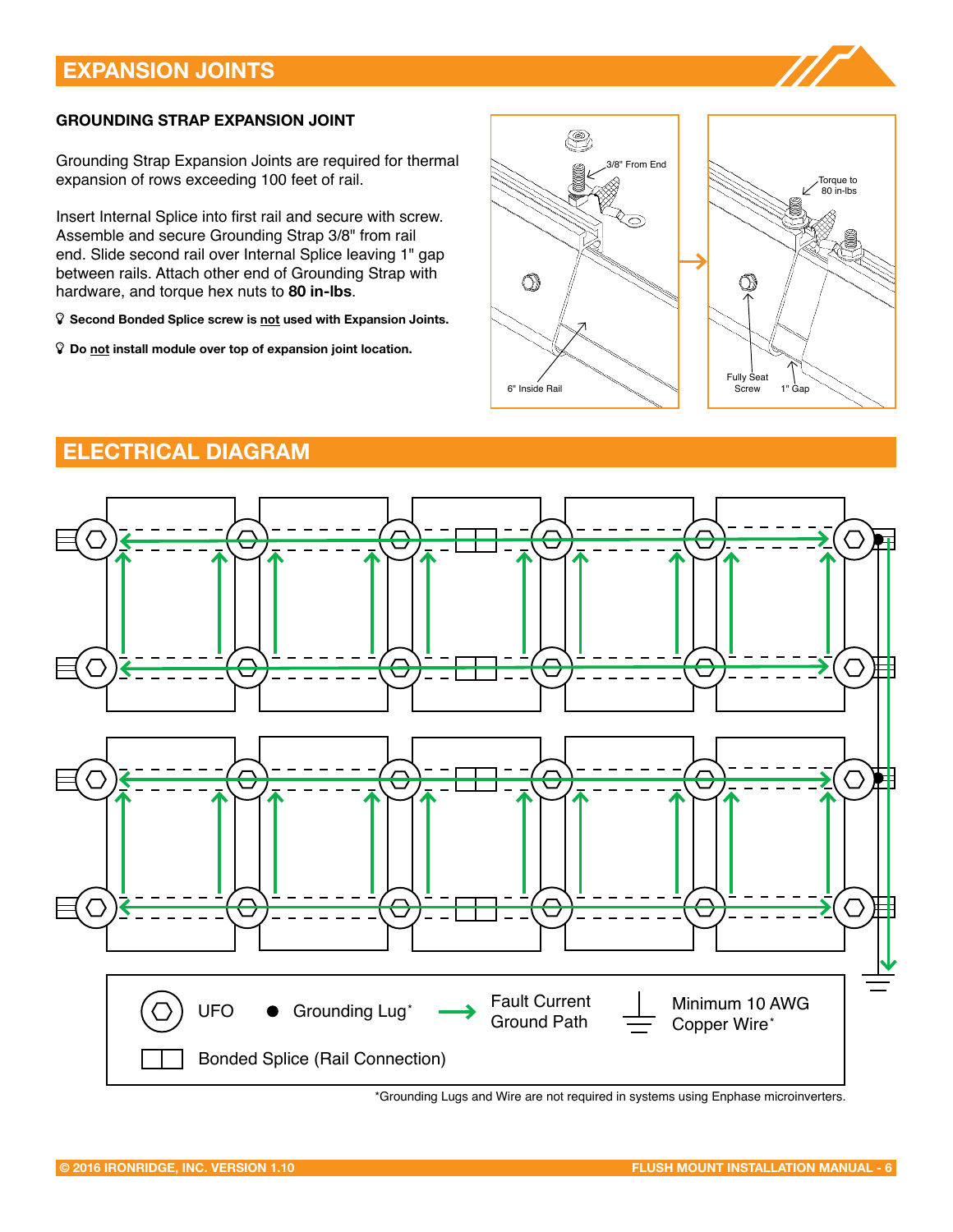## EXPANSION JOINTS

### GROUNDING STRAP EXPANSION JOINT

Grounding Strap Expansion Joints are required for thermal expansion of rows exceeding 100 feet of rail.

Insert Internal Splice into first rail and secure with screw. Assemble and secure Grounding Strap 3/8" from rail end. Slide second rail over Internal Splice leaving 1" gap between rails. Attach other end of Grounding Strap with hardware, and torque hex nuts to **80 in-lbs**.

**Second Bonded Splice screw is not used with Expansion Joints.**

**Do not install module over top of expansion joint location.**

3/8" From End

6" Inside Rail

Torque to 80 in-lbs

Fully Seat Screw

1" Gap

## ELECTRICAL DIAGRAM

UFO

Grounding Lug*

Fault Current Ground Path

Minimum 10 AWG Copper Wire*

Bonded Splice (Rail Connection)

*Grounding Lugs and Wire are not required in systems using Enphase microinverters.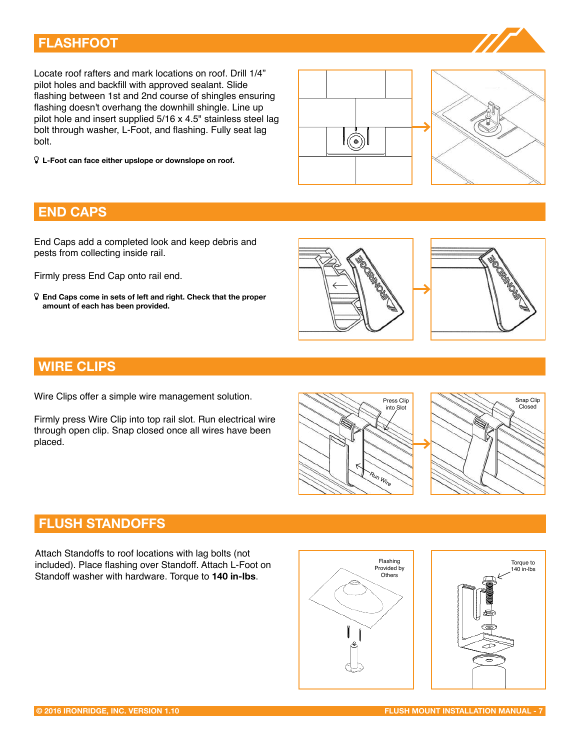## FLASHFOOT

Locate roof rafters and mark locations on roof. Drill 1/4" pilot holes and backfill with approved sealant. Slide flashing between 1st and 2nd course of shingles ensuring flashing doesn't overhang the downhill shingle. Line up pilot hole and insert supplied 5/16 x 4.5" stainless steel lag bolt through washer, L-Foot, and flashing. Fully seat lag bolt.

**L-Foot can face either upslope or downslope on roof.**

## END CAPS

End Caps add a completed look and keep debris and pests from collecting inside rail.

Firmly press End Cap onto rail end.

**End Caps come in sets of left and right. Check that the proper amount of each has been provided.**

## WIRE CLIPS

Wire Clips offer a simple wire management solution.

Firmly press Wire Clip into top rail slot. Run electrical wire through open clip. Snap closed once all wires have been placed.

## FLUSH STANDOFFS

Attach Standoffs to roof locations with lag bolts (not included). Place flashing over Standoff. Attach L-Foot on Standoff washer with hardware. Torque to **140 in-lbs**.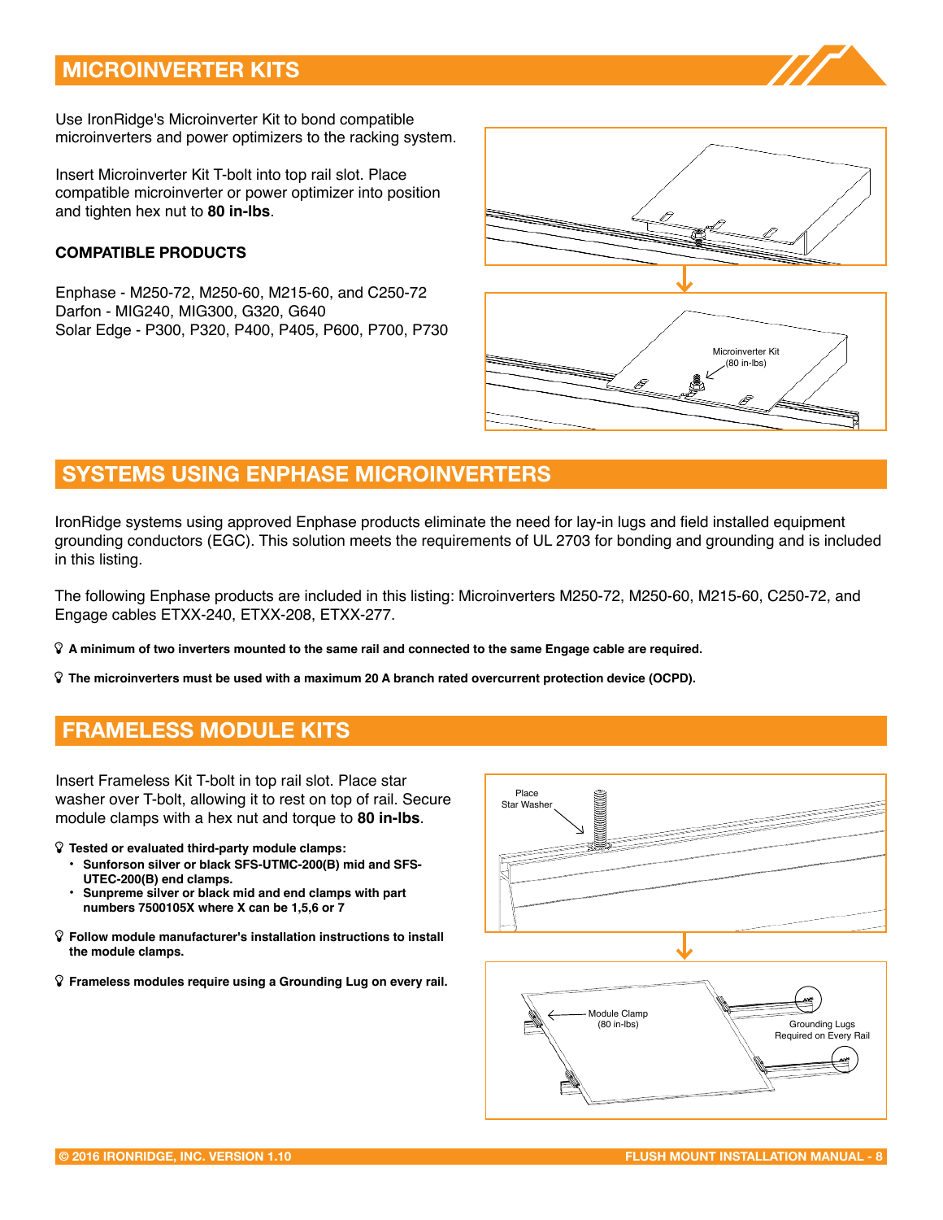## MICROINVERTER KITS

Use IronRidge's Microinverter Kit to bond compatible microinverters and power optimizers to the racking system.

Insert Microinverter Kit T-bolt into top rail slot. Place compatible microinverter or power optimizer into position and tighten hex nut to **80 in-lbs**.

**COMPATIBLE PRODUCTS**

Enphase - M250-72, M250-60, M215-60, and C250-72
Darfon - MIG240, MIG300, G320, G640
Solar Edge - P300, P320, P400, P405, P600, P700, P730

Microinverter Kit (80 in-lbs)

## SYSTEMS USING ENPHASE MICROINVERTERS

IronRidge systems using approved Enphase products eliminate the need for lay-in lugs and field installed equipment grounding conductors (EGC). This solution meets the requirements of UL 2703 for bonding and grounding and is included in this listing.

The following Enphase products are included in this listing: Microinverters M250-72, M250-60, M215-60, C250-72, and Engage cables ETXX-240, ETXX-208, ETXX-277.

**A minimum of two inverters mounted to the same rail and connected to the same Engage cable are required.**

**The microinverters must be used with a maximum 20 A branch rated overcurrent protection device (OCPD).**

## FRAMELESS MODULE KITS

Insert Frameless Kit T-bolt in top rail slot. Place star washer over T-bolt, allowing it to rest on top of rail. Secure module clamps with a hex nut and torque to **80 in-lbs**.

**Tested or evaluated third-party module clamps:**

- **Sunforson silver or black SFS-UTMC-200(B) mid and SFS-UTEC-200(B) end clamps.**
- **Sunpreme silver or black mid and end clamps with part numbers 7500105X where X can be 1,5,6 or 7**

**Follow module manufacturer's installation instructions to install the module clamps.**

**Frameless modules require using a Grounding Lug on every rail.**

Place Star Washer

Module Clamp (80 in-lbs)

Grounding Lugs Required on Every Rail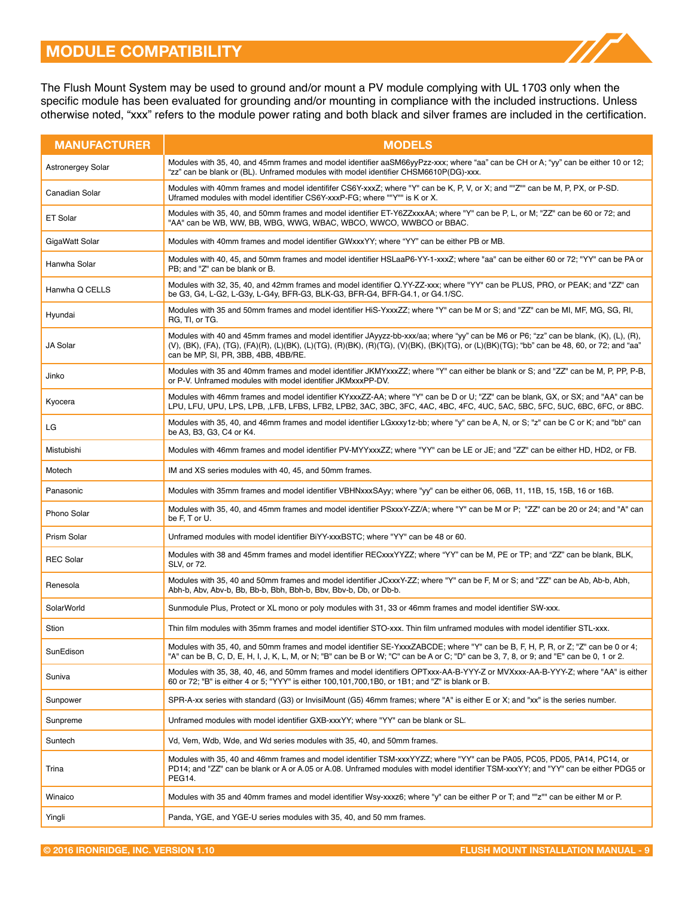# MODULE COMPATIBILITY

The Flush Mount System may be used to ground and/or mount a PV module complying with UL 1703 only when the specific module has been evaluated for grounding and/or mounting in compliance with the included instructions. Unless otherwise noted, “xxx” refers to the module power rating and both black and silver frames are included in the certification.

| MANUFACTURER | MODELS |
|---|---|
| Astronergey Solar | Modules with 35, 40, and 45mm frames and model identifier aaSM66yyPzz-xxx; where “aa” can be CH or A; “yy” can be either 10 or 12; “zz” can be blank or (BL). Unframed modules with model identifier CHSM6610P(DG)-xxx. |
| Canadian Solar | Modules with 40mm frames and model identififer CS6Y-xxxZ; where "Y" can be K, P, V, or X; and ""Z"" can be M, P, PX, or P-SD. Uframed modules with model identifier CS6Y-xxxP-FG; where ""Y"" is K or X. |
| ET Solar | Modules with 35, 40, and 50mm frames and model identifier ET-Y6ZZxxxAA; where "Y" can be P, L, or M; "ZZ" can be 60 or 72; and "AA" can be WB, WW, BB, WBG, WWG, WBAC, WBCO, WWCO, WWBCO or BBAC. |
| GigaWatt Solar | Modules with 40mm frames and model identifier GWxxxYY; where “YY” can be either PB or MB. |
| Hanwha Solar | Modules with 40, 45, and 50mm frames and model identifier HSLaaP6-YY-1-xxxZ; where "aa" can be either 60 or 72; "YY" can be PA or PB; and "Z" can be blank or B. |
| Hanwha Q CELLS | Modules with 32, 35, 40, and 42mm frames and model identifier Q.YY-ZZ-xxx; where "YY" can be PLUS, PRO, or PEAK; and "ZZ" can be G3, G4, L-G2, L-G3y, L-G4y, BFR-G3, BLK-G3, BFR-G4, BFR-G4.1, or G4.1/SC. |
| Hyundai | Modules with 35 and 50mm frames and model identifier HiS-YxxxZZ; where "Y" can be M or S; and "ZZ" can be MI, MF, MG, SG, RI, RG, TI, or TG. |
| JA Solar | Modules with 40 and 45mm frames and model identifier JAyyzz-bb-xxx/aa; where “yy” can be M6 or P6; “zz” can be blank, (K), (L), (R), (V), (BK), (FA), (TG), (FA)(R), (L)(BK), (L)(TG), (R)(BK), (R)(TG), (V)(BK), (BK)(TG), or (L)(BK)(TG); “bb” can be 48, 60, or 72; and “aa” can be MP, SI, PR, 3BB, 4BB, 4BB/RE. |
| Jinko | Modules with 35 and 40mm frames and model identifier JKMYxxxZZ; where "Y" can either be blank or S; and "ZZ" can be M, P, PP, P-B, or P-V. Unframed modules with model identifier JKMxxxPP-DV. |
| Kyocera | Modules with 46mm frames and model identifier KYxxxZZ-AA; where "Y" can be D or U; "ZZ" can be blank, GX, or SX; and "AA" can be LPU, LFU, UPU, LPS, LPB, ,LFB, LFBS, LFB2, LPB2, 3AC, 3BC, 3FC, 4AC, 4BC, 4FC, 4UC, 5AC, 5BC, 5FC, 5UC, 6BC, 6FC, or 8BC. |
| LG | Modules with 35, 40, and 46mm frames and model identifier LGxxxy1z-bb; where "y" can be A, N, or S; "z" can be C or K; and "bb" can be A3, B3, G3, C4 or K4. |
| Mistubishi | Modules with 46mm frames and model identifier PV-MYYxxxZZ; where "YY" can be LE or JE; and "ZZ" can be either HD, HD2, or FB. |
| Motech | IM and XS series modules with 40, 45, and 50mm frames. |
| Panasonic | Modules with 35mm frames and model identifier VBHNxxxSAyy; where "yy" can be either 06, 06B, 11, 11B, 15, 15B, 16 or 16B. |
| Phono Solar | Modules with 35, 40, and 45mm frames and model identifier PSxxxY-ZZ/A; where "Y" can be M or P; "ZZ" can be 20 or 24; and "A" can be F, T or U. |
| Prism Solar | Unframed modules with model identifier BiYY-xxxBSTC; where "YY" can be 48 or 60. |
| REC Solar | Modules with 38 and 45mm frames and model identifier RECxxxYYZZ; where “YY” can be M, PE or TP; and “ZZ” can be blank, BLK, SLV, or 72. |
| Renesola | Modules with 35, 40 and 50mm frames and model identifier JCxxxY-ZZ; where "Y" can be F, M or S; and "ZZ" can be Ab, Ab-b, Abh, Abh-b, Abv, Abv-b, Bb, Bb-b, Bbh, Bbh-b, Bbv, Bbv-b, Db, or Db-b. |
| SolarWorld | Sunmodule Plus, Protect or XL mono or poly modules with 31, 33 or 46mm frames and model identifier SW-xxx. |
| Stion | Thin film modules with 35mm frames and model identifier STO-xxx. Thin film unframed modules with model identifier STL-xxx. |
| SunEdison | Modules with 35, 40, and 50mm frames and model identifier SE-YxxxZABCDE; where "Y" can be B, F, H, P, R, or Z; "Z" can be 0 or 4; "A" can be B, C, D, E, H, I, J, K, L, M, or N; "B" can be B or W; "C" can be A or C; "D" can be 3, 7, 8, or 9; and "E" can be 0, 1 or 2. |
| Suniva | Modules with 35, 38, 40, 46, and 50mm frames and model identifiers OPTxxx-AA-B-YYY-Z or MVXxxx-AA-B-YYY-Z; where "AA" is either 60 or 72; "B" is either 4 or 5; "YYY" is either 100,101,700,1B0, or 1B1; and "Z" is blank or B. |
| Sunpower | SPR-A-xx series with standard (G3) or InvisiMount (G5) 46mm frames; where "A" is either E or X; and "xx" is the series number. |
| Sunpreme | Unframed modules with model identifier GXB-xxxYY; where "YY" can be blank or SL. |
| Suntech | Vd, Vem, Wdb, Wde, and Wd series modules with 35, 40, and 50mm frames. |
| Trina | Modules with 35, 40 and 46mm frames and model identifier TSM-xxxYYZZ; where "YY" can be PA05, PC05, PD05, PA14, PC14, or PD14; and "ZZ" can be blank or A or A.05 or A.08. Unframed modules with model identifier TSM-xxxYY; and "YY" can be either PDG5 or PEG14. |
| Winaico | Modules with 35 and 40mm frames and model identifier Wsy-xxxz6; where "y" can be either P or T; and ""z"" can be either M or P. |
| Yingli | Panda, YGE, and YGE-U series modules with 35, 40, and 50 mm frames. |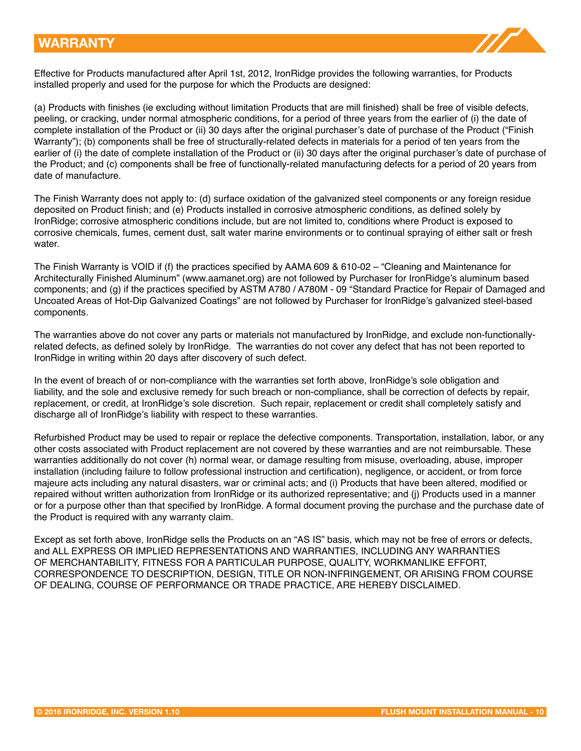# WARRANTY

Effective for Products manufactured after April 1st, 2012, IronRidge provides the following warranties, for Products installed properly and used for the purpose for which the Products are designed:

(a) Products with finishes (ie excluding without limitation Products that are mill finished) shall be free of visible defects, peeling, or cracking, under normal atmospheric conditions, for a period of three years from the earlier of (i) the date of complete installation of the Product or (ii) 30 days after the original purchaser's date of purchase of the Product ("Finish Warranty"); (b) components shall be free of structurally-related defects in materials for a period of ten years from the earlier of (i) the date of complete installation of the Product or (ii) 30 days after the original purchaser's date of purchase of the Product; and (c) components shall be free of functionally-related manufacturing defects for a period of 20 years from date of manufacture.

The Finish Warranty does not apply to: (d) surface oxidation of the galvanized steel components or any foreign residue deposited on Product finish; and (e) Products installed in corrosive atmospheric conditions, as defined solely by IronRidge; corrosive atmospheric conditions include, but are not limited to, conditions where Product is exposed to corrosive chemicals, fumes, cement dust, salt water marine environments or to continual spraying of either salt or fresh water.

The Finish Warranty is VOID if (f) the practices specified by AAMA 609 & 610-02 – "Cleaning and Maintenance for Architecturally Finished Aluminum" (www.aamanet.org) are not followed by Purchaser for IronRidge's aluminum based components; and (g) if the practices specified by ASTM A780 / A780M - 09 "Standard Practice for Repair of Damaged and Uncoated Areas of Hot-Dip Galvanized Coatings" are not followed by Purchaser for IronRidge's galvanized steel-based components.

The warranties above do not cover any parts or materials not manufactured by IronRidge, and exclude non-functionally-related defects, as defined solely by IronRidge. The warranties do not cover any defect that has not been reported to IronRidge in writing within 20 days after discovery of such defect.

In the event of breach of or non-compliance with the warranties set forth above, IronRidge's sole obligation and liability, and the sole and exclusive remedy for such breach or non-compliance, shall be correction of defects by repair, replacement, or credit, at IronRidge's sole discretion. Such repair, replacement or credit shall completely satisfy and discharge all of IronRidge's liability with respect to these warranties.

Refurbished Product may be used to repair or replace the defective components. Transportation, installation, labor, or any other costs associated with Product replacement are not covered by these warranties and are not reimbursable. These warranties additionally do not cover (h) normal wear, or damage resulting from misuse, overloading, abuse, improper installation (including failure to follow professional instruction and certification), negligence, or accident, or from force majeure acts including any natural disasters, war or criminal acts; and (i) Products that have been altered, modified or repaired without written authorization from IronRidge or its authorized representative; and (j) Products used in a manner or for a purpose other than that specified by IronRidge. A formal document proving the purchase and the purchase date of the Product is required with any warranty claim.

Except as set forth above, IronRidge sells the Products on an "AS IS" basis, which may not be free of errors or defects, and ALL EXPRESS OR IMPLIED REPRESENTATIONS AND WARRANTIES, INCLUDING ANY WARRANTIES OF MERCHANTABILITY, FITNESS FOR A PARTICULAR PURPOSE, QUALITY, WORKMANLIKE EFFORT, CORRESPONDENCE TO DESCRIPTION, DESIGN, TITLE OR NON-INFRINGEMENT, OR ARISING FROM COURSE OF DEALING, COURSE OF PERFORMANCE OR TRADE PRACTICE, ARE HEREBY DISCLAIMED.